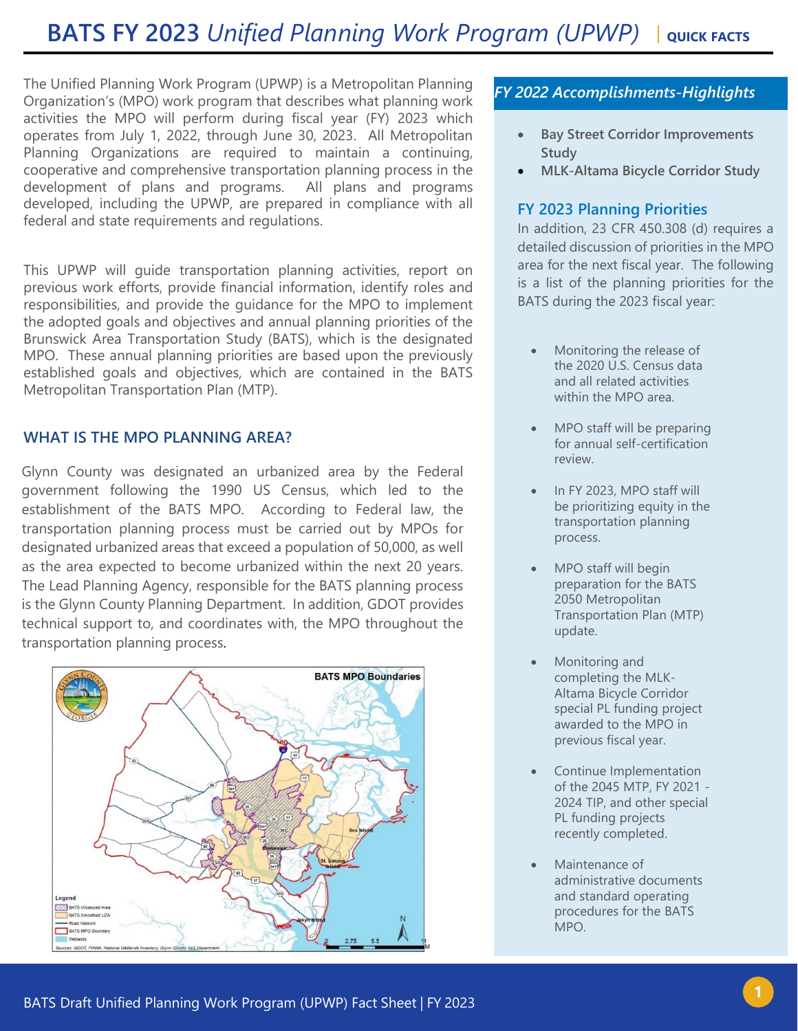# BATS FY 2023 *Unified Planning Work Program (UPWP)* | QUICK FACTS

The Unified Planning Work Program (UPWP) is a Metropolitan Planning Organization's (MPO) work program that describes what planning work activities the MPO will perform during fiscal year (FY) 2023 which operates from July 1, 2022, through June 30, 2023. All Metropolitan Planning Organizations are required to maintain a continuing, cooperative and comprehensive transportation planning process in the development of plans and programs. All plans and programs developed, including the UPWP, are prepared in compliance with all federal and state requirements and regulations.

This UPWP will guide transportation planning activities, report on previous work efforts, provide financial information, identify roles and responsibilities, and provide the guidance for the MPO to implement the adopted goals and objectives and annual planning priorities of the Brunswick Area Transportation Study (BATS), which is the designated MPO. These annual planning priorities are based upon the previously established goals and objectives, which are contained in the BATS Metropolitan Transportation Plan (MTP).

## WHAT IS THE MPO PLANNING AREA?

Glynn County was designated an urbanized area by the Federal government following the 1990 US Census, which led to the establishment of the BATS MPO. According to Federal law, the transportation planning process must be carried out by MPOs for designated urbanized areas that exceed a population of 50,000, as well as the area expected to become urbanized within the next 20 years. The Lead Planning Agency, responsible for the BATS planning process is the Glynn County Planning Department. In addition, GDOT provides technical support to, and coordinates with, the MPO throughout the transportation planning process.

BATS MPO Boundaries

Legend: BATS Urbanized Area; BATS Smoothed UZA; Road Network; BATS MPO Boundary; Wetlands

Sources: GDOT, FHWA, National Wetlands Inventory, Glynn County GIS Department

## *FY 2022 Accomplishments-Highlights*

- **Bay Street Corridor Improvements Study**
- **MLK-Altama Bicycle Corridor Study**

## FY 2023 Planning Priorities

In addition, 23 CFR 450.308 (d) requires a detailed discussion of priorities in the MPO area for the next fiscal year. The following is a list of the planning priorities for the BATS during the 2023 fiscal year:

- Monitoring the release of the 2020 U.S. Census data and all related activities within the MPO area.
- MPO staff will be preparing for annual self-certification review.
- In FY 2023, MPO staff will be prioritizing equity in the transportation planning process.
- MPO staff will begin preparation for the BATS 2050 Metropolitan Transportation Plan (MTP) update.
- Monitoring and completing the MLK-Altama Bicycle Corridor special PL funding project awarded to the MPO in previous fiscal year.
- Continue Implementation of the 2045 MTP, FY 2021 - 2024 TIP, and other special PL funding projects recently completed.
- Maintenance of administrative documents and standard operating procedures for the BATS MPO.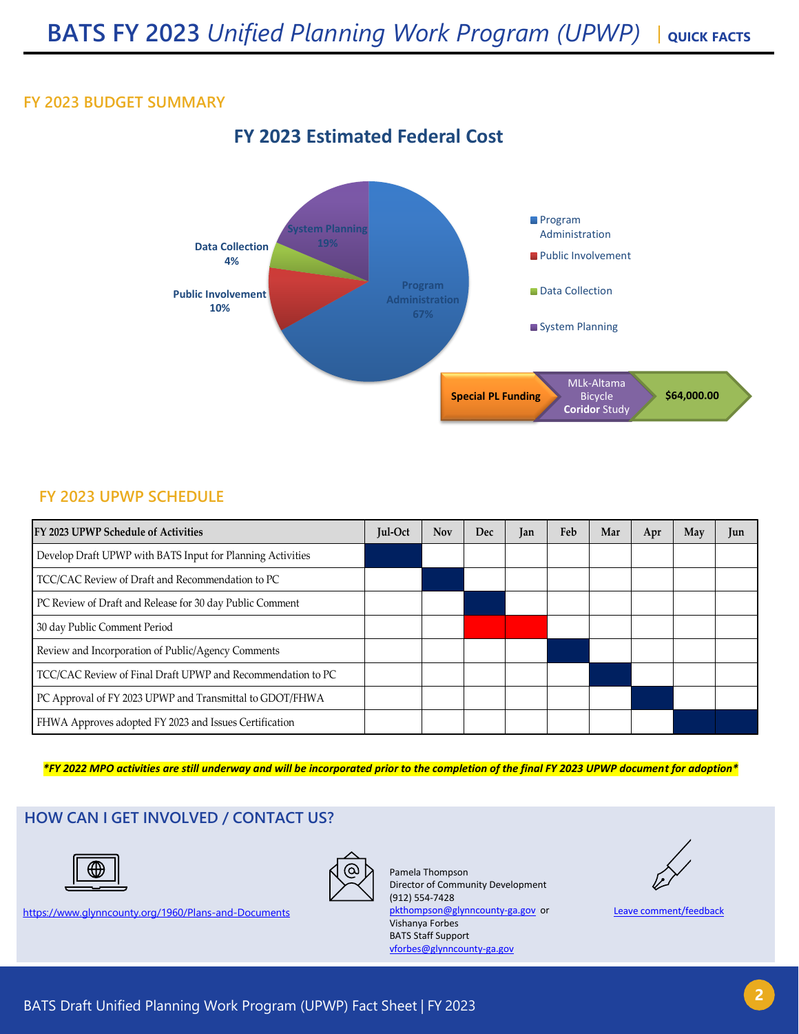# BATS FY 2023 *Unified Planning Work Program (UPWP)* | QUICK FACTS

## FY 2023 BUDGET SUMMARY

### FY 2023 Estimated Federal Cost

System Planning 19%

Data Collection 4%

Public Involvement 10%

Program Administration 67%

Program Administration

Public Involvement

Data Collection

System Planning

**Special PL Funding** → MLk-Altama Bicycle **Coridor** Study → **$64,000.00**

## FY 2023 UPWP SCHEDULE

| FY 2023 UPWP Schedule of Activities | Jul-Oct | Nov | Dec | Jan | Feb | Mar | Apr | May | Jun |
|---|---|---|---|---|---|---|---|---|---|
| Develop Draft UPWP with BATS Input for Planning Activities | ■ | | | | | | | | |
| TCC/CAC Review of Draft and Recommendation to PC | | ■ | | | | | | | |
| PC Review of Draft and Release for 30 day Public Comment | | | ■ | | | | | | |
| 30 day Public Comment Period | | | ■ | ■ | | | | | |
| Review and Incorporation of Public/Agency Comments | | | | | ■ | | | | |
| TCC/CAC Review of Final Draft UPWP and Recommendation to PC | | | | | | ■ | | | |
| PC Approval of FY 2023 UPWP and Transmittal to GDOT/FHWA | | | | | | | ■ | | |
| FHWA Approves adopted FY 2023 and Issues Certification | | | | | | | | ■ | ■ |

***FY 2022 MPO activities are still underway and will be incorporated prior to the completion of the final FY 2023 UPWP document for adoption***

## HOW CAN I GET INVOLVED / CONTACT US?

https://www.glynncounty.org/1960/Plans-and-Documents

Pamela Thompson
Director of Community Development
(912) 554-7428
pkthompson@glynncounty-ga.gov or
Vishanya Forbes
BATS Staff Support
vforbes@glynncounty-ga.gov

Leave comment/feedback